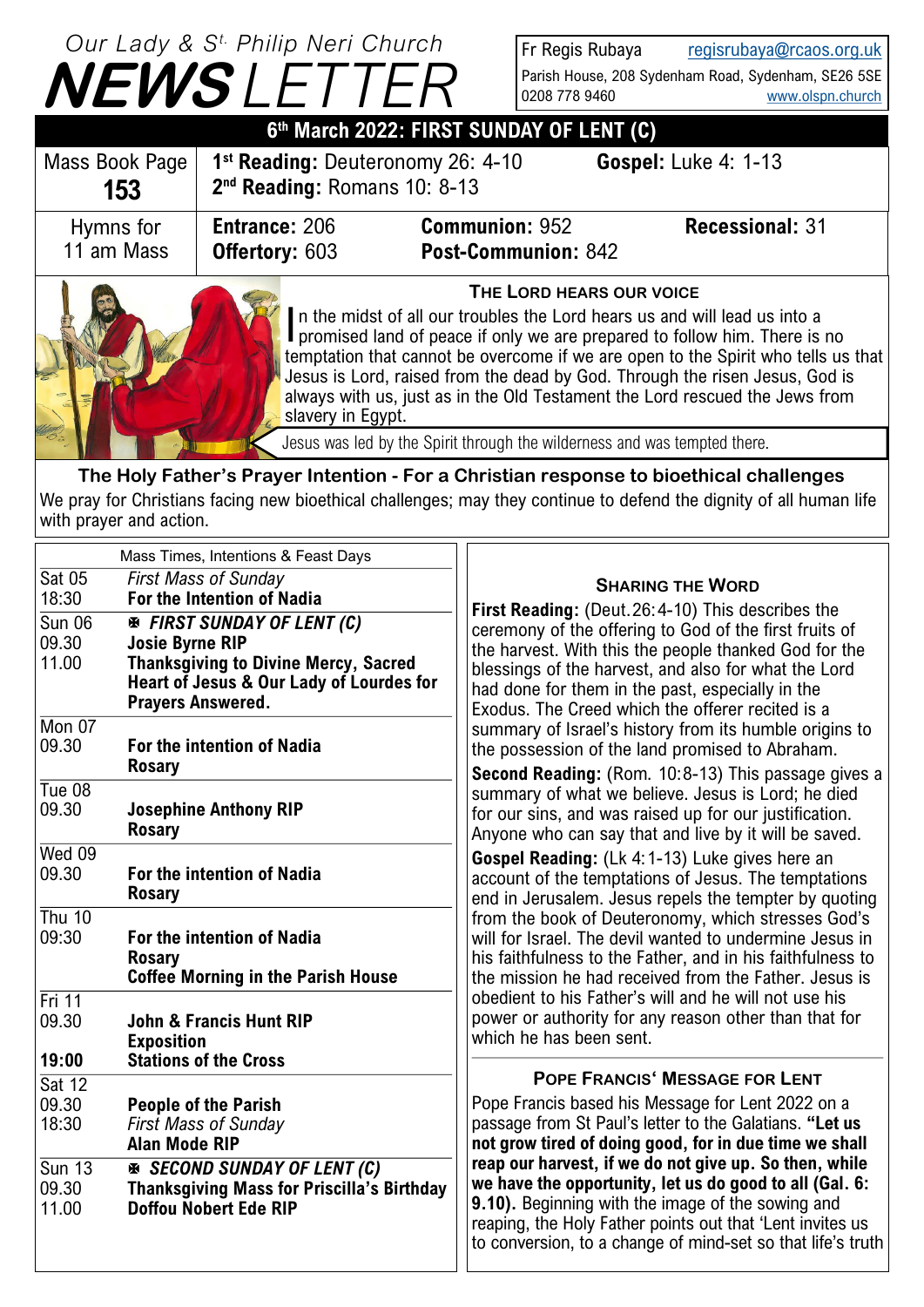# Our Lady & St. Philip Neri Church NEWSLETTER

Fr Regis Rubaya regisrubaya@rcaos.org.uk
Parish House, 208 Sydenham Road, Sydenham, SE26 5SE
0208 778 9460 www.olspn.church

## 6th March 2022: FIRST SUNDAY OF LENT (C)

| Mass Book Page **153** | **1st Reading:** Deuteronomy 26: 4-10 **2nd Reading:** Romans 10: 8-13 | **Gospel:** Luke 4: 1-13 | |
|---|---|---|---|
| Hymns for 11 am Mass | **Entrance:** 206 **Offertory:** 603 | **Communion:** 952 **Post-Communion:** 842 | **Recessional:** 31 |

### THE LORD HEARS OUR VOICE

In the midst of all our troubles the Lord hears us and will lead us into a promised land of peace if only we are prepared to follow him. There is no temptation that cannot be overcome if we are open to the Spirit who tells us that Jesus is Lord, raised from the dead by God. Through the risen Jesus, God is always with us, just as in the Old Testament the Lord rescued the Jews from slavery in Egypt.

Jesus was led by the Spirit through the wilderness and was tempted there.

**The Holy Father's Prayer Intention - For a Christian response to bioethical challenges**

We pray for Christians facing new bioethical challenges; may they continue to defend the dignity of all human life with prayer and action.

| Mass Times, Intentions & Feast Days | |
|---|---|
| Sat 05 18:30 | *First Mass of Sunday* **For the Intention of Nadia** |
| Sun 06 09.30 11.00 | ***✠ FIRST SUNDAY OF LENT (C)*** **Josie Byrne RIP** **Thanksgiving to Divine Mercy, Sacred Heart of Jesus & Our Lady of Lourdes for Prayers Answered.** |
| Mon 07 09.30 | **For the intention of Nadia** **Rosary** |
| Tue 08 09.30 | **Josephine Anthony RIP** **Rosary** |
| Wed 09 09.30 | **For the intention of Nadia** **Rosary** |
| Thu 10 09:30 | **For the intention of Nadia** **Rosary** **Coffee Morning in the Parish House** |
| Fri 11 09.30 **19:00** | **John & Francis Hunt RIP** **Exposition** **Stations of the Cross** |
| Sat 12 09.30 18:30 | **People of the Parish** *First Mass of Sunday* **Alan Mode RIP** |
| Sun 13 09.30 11.00 | ***✠ SECOND SUNDAY OF LENT (C)*** **Thanksgiving Mass for Priscilla's Birthday** **Doffou Nobert Ede RIP** |

### SHARING THE WORD

**First Reading:** (Deut.26:4-10) This describes the ceremony of the offering to God of the first fruits of the harvest. With this the people thanked God for the blessings of the harvest, and also for what the Lord had done for them in the past, especially in the Exodus. The Creed which the offerer recited is a summary of Israel's history from its humble origins to the possession of the land promised to Abraham.

**Second Reading:** (Rom. 10:8-13) This passage gives a summary of what we believe. Jesus is Lord; he died for our sins, and was raised up for our justification. Anyone who can say that and live by it will be saved.

**Gospel Reading:** (Lk 4:1-13) Luke gives here an account of the temptations of Jesus. The temptations end in Jerusalem. Jesus repels the tempter by quoting from the book of Deuteronomy, which stresses God's will for Israel. The devil wanted to undermine Jesus in his faithfulness to the Father, and in his faithfulness to the mission he had received from the Father. Jesus is obedient to his Father's will and he will not use his power or authority for any reason other than that for which he has been sent.

### POPE FRANCIS' MESSAGE FOR LENT

Pope Francis based his Message for Lent 2022 on a passage from St Paul's letter to the Galatians. **"Let us not grow tired of doing good, for in due time we shall reap our harvest, if we do not give up. So then, while we have the opportunity, let us do good to all (Gal. 6: 9.10).** Beginning with the image of the sowing and reaping, the Holy Father points out that 'Lent invites us to conversion, to a change of mind-set so that life's truth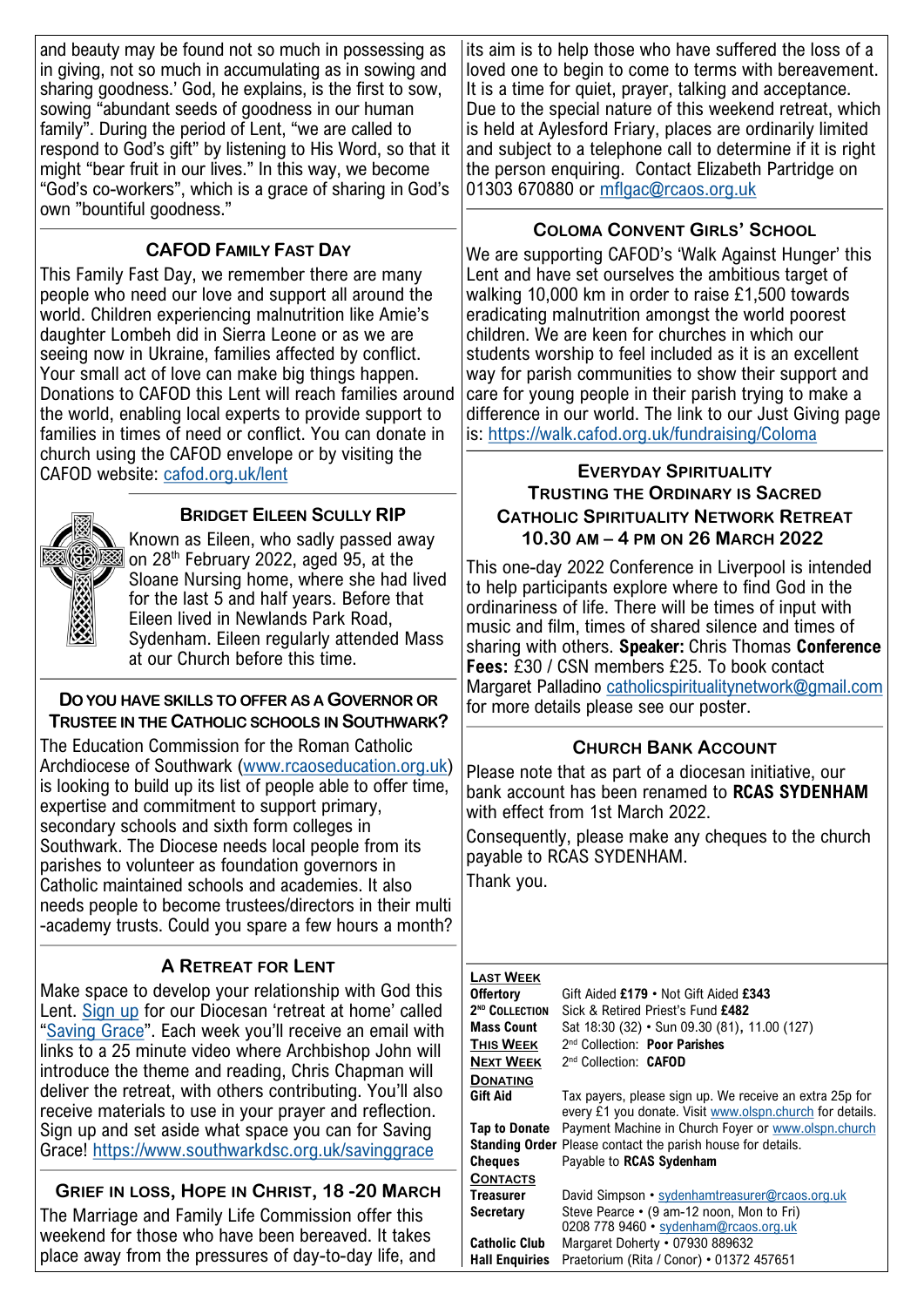and beauty may be found not so much in possessing as in giving, not so much in accumulating as in sowing and sharing goodness.' God, he explains, is the first to sow, sowing "abundant seeds of goodness in our human family". During the period of Lent, "we are called to respond to God's gift" by listening to His Word, so that it might "bear fruit in our lives." In this way, we become "God's co-workers", which is a grace of sharing in God's own "bountiful goodness."

## CAFOD Family Fast Day

This Family Fast Day, we remember there are many people who need our love and support all around the world. Children experiencing malnutrition like Amie's daughter Lombeh did in Sierra Leone or as we are seeing now in Ukraine, families affected by conflict. Your small act of love can make big things happen. Donations to CAFOD this Lent will reach families around the world, enabling local experts to provide support to families in times of need or conflict. You can donate in church using the CAFOD envelope or by visiting the CAFOD website: cafod.org.uk/lent

## Bridget Eileen Scully RIP

Known as Eileen, who sadly passed away on 28th February 2022, aged 95, at the Sloane Nursing home, where she had lived for the last 5 and half years. Before that Eileen lived in Newlands Park Road, Sydenham. Eileen regularly attended Mass at our Church before this time.

## Do you have skills to offer as a Governor or Trustee in the Catholic Schools in Southwark?

The Education Commission for the Roman Catholic Archdiocese of Southwark (www.rcaoseducation.org.uk) is looking to build up its list of people able to offer time, expertise and commitment to support primary, secondary schools and sixth form colleges in Southwark. The Diocese needs local people from its parishes to volunteer as foundation governors in Catholic maintained schools and academies. It also needs people to become trustees/directors in their multi-academy trusts. Could you spare a few hours a month?

## A Retreat for Lent

Make space to develop your relationship with God this Lent. Sign up for our Diocesan 'retreat at home' called "Saving Grace". Each week you'll receive an email with links to a 25 minute video where Archbishop John will introduce the theme and reading, Chris Chapman will deliver the retreat, with others contributing. You'll also receive materials to use in your prayer and reflection. Sign up and set aside what space you can for Saving Grace! https://www.southwarkdsc.org.uk/savinggrace

## Grief in Loss, Hope in Christ, 18 -20 March

The Marriage and Family Life Commission offer this weekend for those who have been bereaved. It takes place away from the pressures of day-to-day life, and its aim is to help those who have suffered the loss of a loved one to begin to come to terms with bereavement. It is a time for quiet, prayer, talking and acceptance. Due to the special nature of this weekend retreat, which is held at Aylesford Friary, places are ordinarily limited and subject to a telephone call to determine if it is right the person enquiring. Contact Elizabeth Partridge on 01303 670880 or mflgac@rcaos.org.uk

## Coloma Convent Girls' School

We are supporting CAFOD's 'Walk Against Hunger' this Lent and have set ourselves the ambitious target of walking 10,000 km in order to raise £1,500 towards eradicating malnutrition amongst the world poorest children. We are keen for churches in which our students worship to feel included as it is an excellent way for parish communities to show their support and care for young people in their parish trying to make a difference in our world. The link to our Just Giving page is: https://walk.cafod.org.uk/fundraising/Coloma

## Everyday Spirituality
## Trusting the Ordinary is Sacred
## Catholic Spirituality Network Retreat
## 10.30 am – 4 pm on 26 March 2022

This one-day 2022 Conference in Liverpool is intended to help participants explore where to find God in the ordinariness of life. There will be times of input with music and film, times of shared silence and times of sharing with others. **Speaker:** Chris Thomas **Conference Fees:** £30 / CSN members £25. To book contact Margaret Palladino catholicspiritualitynetwork@gmail.com for more details please see our poster.

## Church Bank Account

Please note that as part of a diocesan initiative, our bank account has been renamed to **RCAS SYDENHAM** with effect from 1st March 2022.

Consequently, please make any cheques to the church payable to RCAS SYDENHAM.

Thank you.

**Last Week**

| | |
|---|---|
| **Offertory** | Gift Aided **£179** • Not Gift Aided **£343** |
| **2nd Collection** | Sick & Retired Priest's Fund **£482** |
| **Mass Count** | Sat 18:30 (32) • Sun 09.30 (81), 11.00 (127) |
| **This Week** | 2nd Collection: **Poor Parishes** |
| **Next Week** | 2nd Collection: **CAFOD** |

**Donating**

| | |
|---|---|
| **Gift Aid** | Tax payers, please sign up. We receive an extra 25p for every £1 you donate. Visit www.olspn.church for details. |
| **Tap to Donate** | Payment Machine in Church Foyer or www.olspn.church |
| **Standing Order** | Please contact the parish house for details. |
| **Cheques** | Payable to **RCAS Sydenham** |

**Contacts**

| | |
|---|---|
| **Treasurer** | David Simpson • sydenhamtreasurer@rcaos.org.uk |
| **Secretary** | Steve Pearce • (9 am-12 noon, Mon to Fri) 0208 778 9460 • sydenham@rcaos.org.uk |
| **Catholic Club** | Margaret Doherty • 07930 889632 |
| **Hall Enquiries** | Praetorium (Rita / Conor) • 01372 457651 |